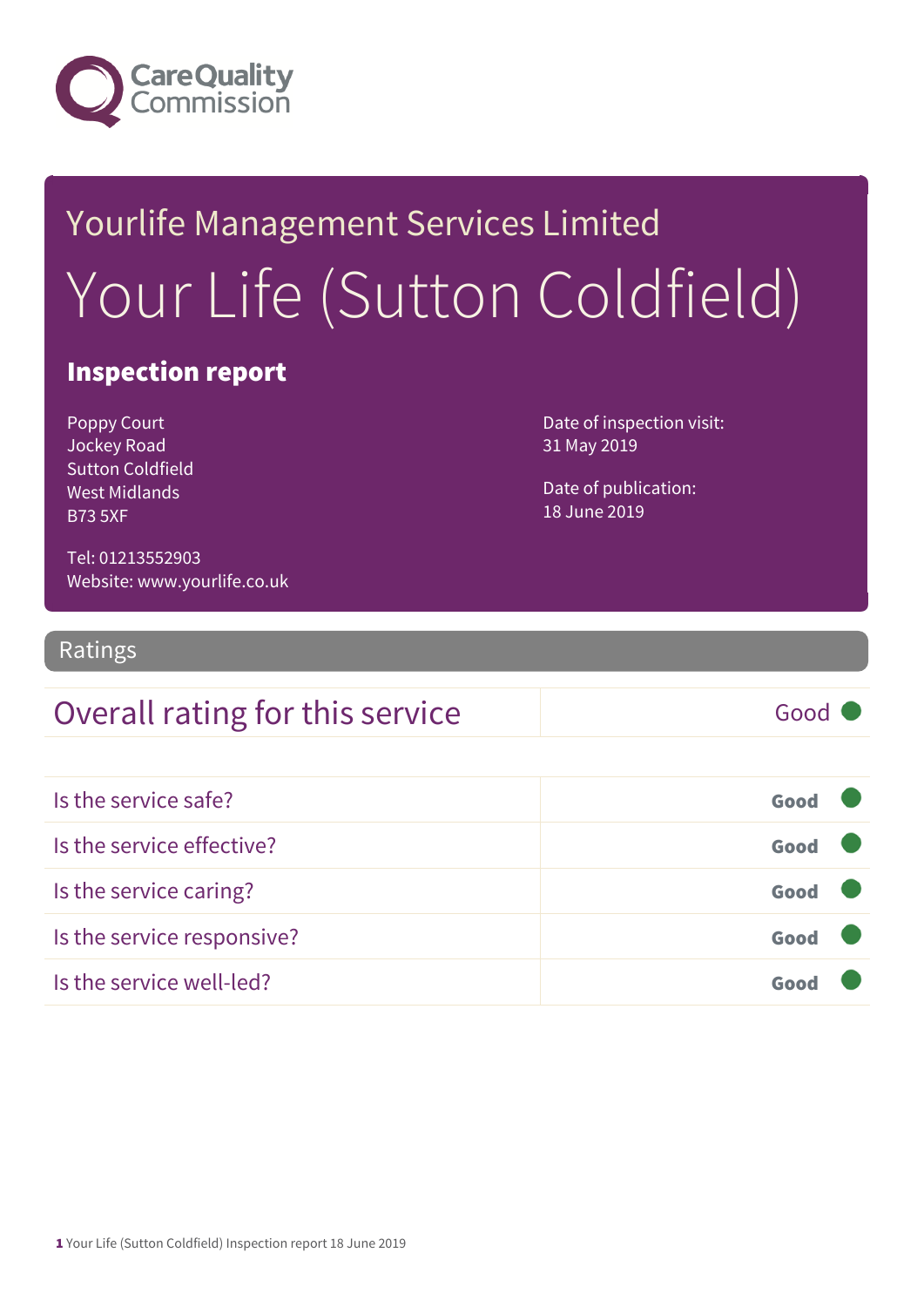Care Quality Commission

# Yourlife Management Services Limited

# Your Life (Sutton Coldfield)

## Inspection report

Poppy Court
Jockey Road
Sutton Coldfield
West Midlands
B73 5XF

Tel: 01213552903
Website: www.yourlife.co.uk

Date of inspection visit:
31 May 2019

Date of publication:
18 June 2019

## Ratings

| Overall rating for this service | Good |
|---|---|

| | |
|---|---|
| Is the service safe? | Good |
| Is the service effective? | Good |
| Is the service caring? | Good |
| Is the service responsive? | Good |
| Is the service well-led? | Good |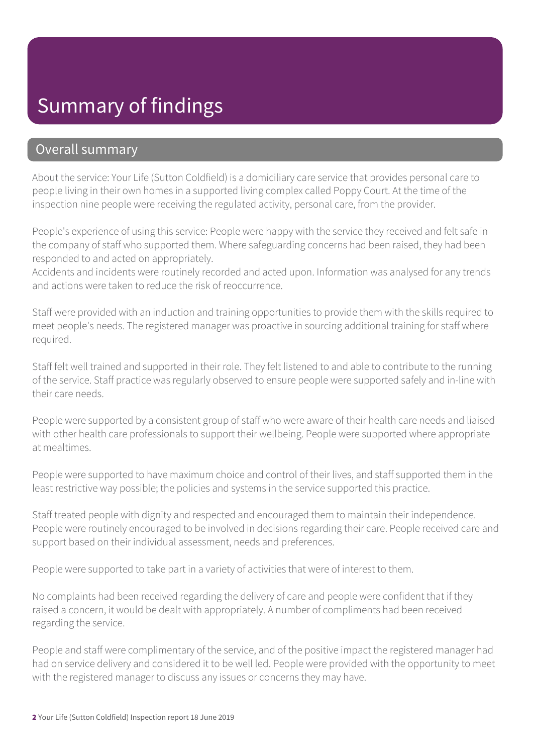# Summary of findings

## Overall summary

About the service: Your Life (Sutton Coldfield) is a domiciliary care service that provides personal care to people living in their own homes in a supported living complex called Poppy Court. At the time of the inspection nine people were receiving the regulated activity, personal care, from the provider.

People's experience of using this service: People were happy with the service they received and felt safe in the company of staff who supported them. Where safeguarding concerns had been raised, they had been responded to and acted on appropriately.
Accidents and incidents were routinely recorded and acted upon. Information was analysed for any trends and actions were taken to reduce the risk of reoccurrence.

Staff were provided with an induction and training opportunities to provide them with the skills required to meet people's needs. The registered manager was proactive in sourcing additional training for staff where required.

Staff felt well trained and supported in their role. They felt listened to and able to contribute to the running of the service. Staff practice was regularly observed to ensure people were supported safely and in-line with their care needs.

People were supported by a consistent group of staff who were aware of their health care needs and liaised with other health care professionals to support their wellbeing. People were supported where appropriate at mealtimes.

People were supported to have maximum choice and control of their lives, and staff supported them in the least restrictive way possible; the policies and systems in the service supported this practice.

Staff treated people with dignity and respected and encouraged them to maintain their independence. People were routinely encouraged to be involved in decisions regarding their care. People received care and support based on their individual assessment, needs and preferences.

People were supported to take part in a variety of activities that were of interest to them.

No complaints had been received regarding the delivery of care and people were confident that if they raised a concern, it would be dealt with appropriately. A number of compliments had been received regarding the service.

People and staff were complimentary of the service, and of the positive impact the registered manager had had on service delivery and considered it to be well led. People were provided with the opportunity to meet with the registered manager to discuss any issues or concerns they may have.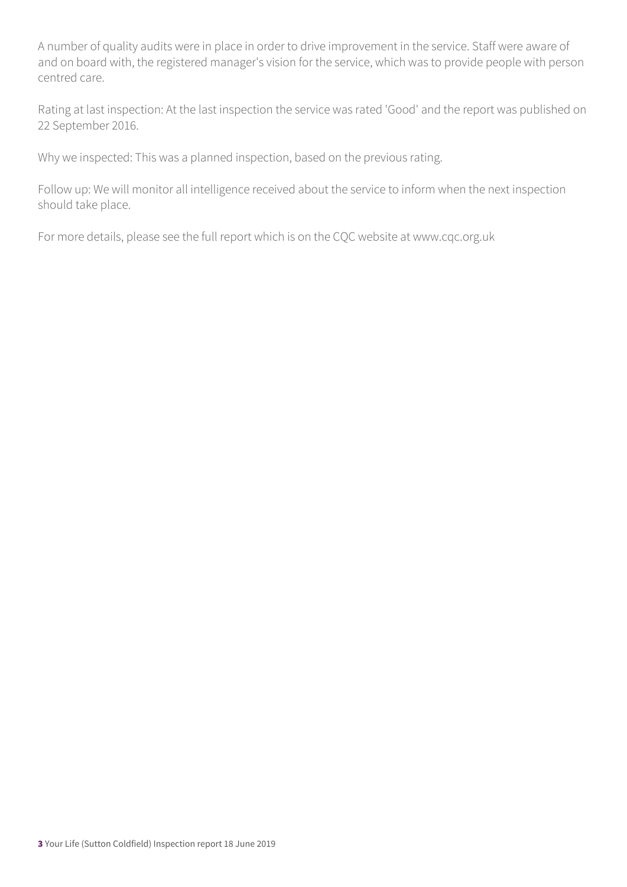A number of quality audits were in place in order to drive improvement in the service. Staff were aware of and on board with, the registered manager's vision for the service, which was to provide people with person centred care.

Rating at last inspection: At the last inspection the service was rated 'Good' and the report was published on 22 September 2016.

Why we inspected: This was a planned inspection, based on the previous rating.

Follow up: We will monitor all intelligence received about the service to inform when the next inspection should take place.

For more details, please see the full report which is on the CQC website at www.cqc.org.uk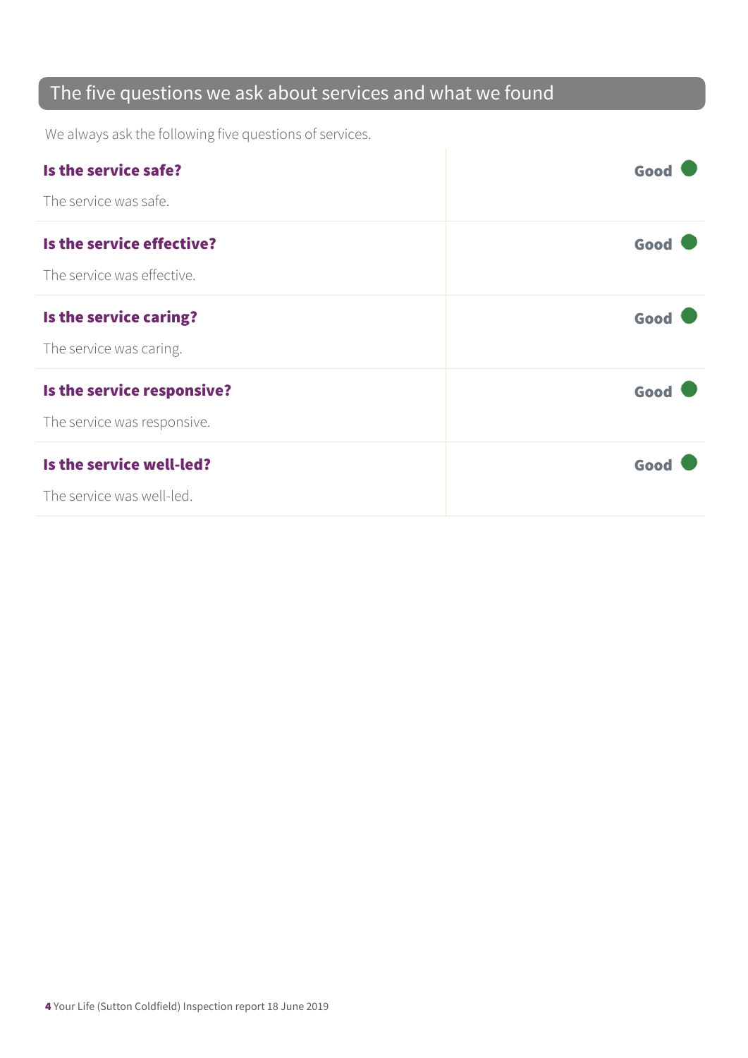## The five questions we ask about services and what we found

We always ask the following five questions of services.

| | |
|---|---|
| **Is the service safe?**<br><br>The service was safe. | **Good** |
| **Is the service effective?**<br><br>The service was effective. | **Good** |
| **Is the service caring?**<br><br>The service was caring. | **Good** |
| **Is the service responsive?**<br><br>The service was responsive. | **Good** |
| **Is the service well-led?**<br><br>The service was well-led. | **Good** |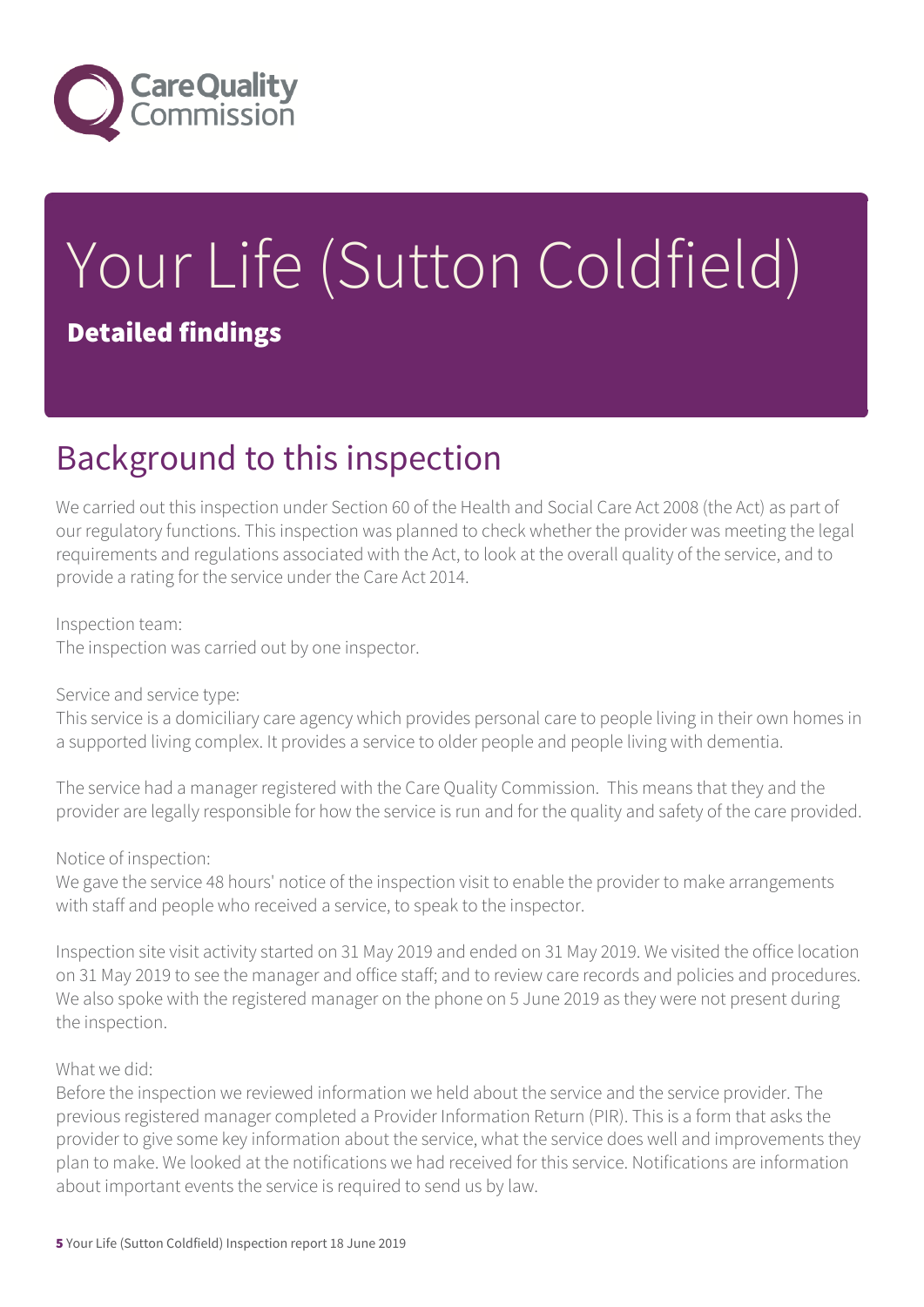# Your Life (Sutton Coldfield)

## Detailed findings

## Background to this inspection

We carried out this inspection under Section 60 of the Health and Social Care Act 2008 (the Act) as part of our regulatory functions. This inspection was planned to check whether the provider was meeting the legal requirements and regulations associated with the Act, to look at the overall quality of the service, and to provide a rating for the service under the Care Act 2014.

Inspection team:
The inspection was carried out by one inspector.

Service and service type:
This service is a domiciliary care agency which provides personal care to people living in their own homes in a supported living complex. It provides a service to older people and people living with dementia.

The service had a manager registered with the Care Quality Commission. This means that they and the provider are legally responsible for how the service is run and for the quality and safety of the care provided.

Notice of inspection:
We gave the service 48 hours' notice of the inspection visit to enable the provider to make arrangements with staff and people who received a service, to speak to the inspector.

Inspection site visit activity started on 31 May 2019 and ended on 31 May 2019. We visited the office location on 31 May 2019 to see the manager and office staff; and to review care records and policies and procedures. We also spoke with the registered manager on the phone on 5 June 2019 as they were not present during the inspection.

What we did:
Before the inspection we reviewed information we held about the service and the service provider. The previous registered manager completed a Provider Information Return (PIR). This is a form that asks the provider to give some key information about the service, what the service does well and improvements they plan to make. We looked at the notifications we had received for this service. Notifications are information about important events the service is required to send us by law.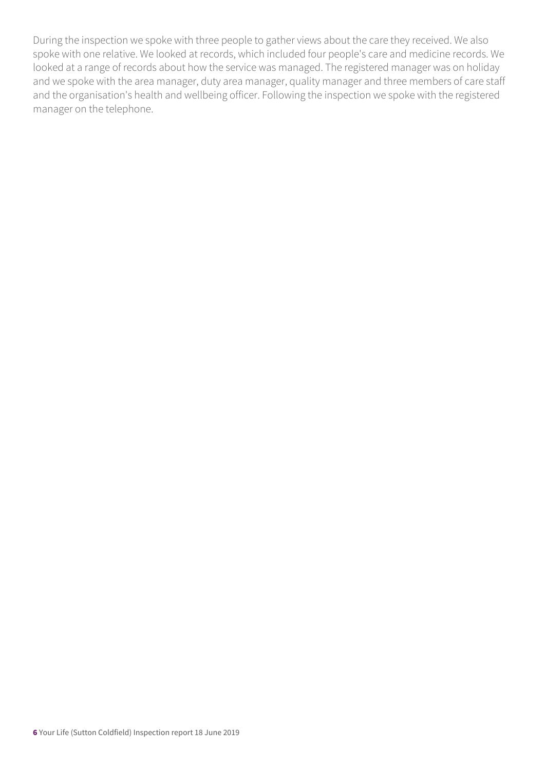During the inspection we spoke with three people to gather views about the care they received. We also spoke with one relative. We looked at records, which included four people's care and medicine records. We looked at a range of records about how the service was managed. The registered manager was on holiday and we spoke with the area manager, duty area manager, quality manager and three members of care staff and the organisation's health and wellbeing officer. Following the inspection we spoke with the registered manager on the telephone.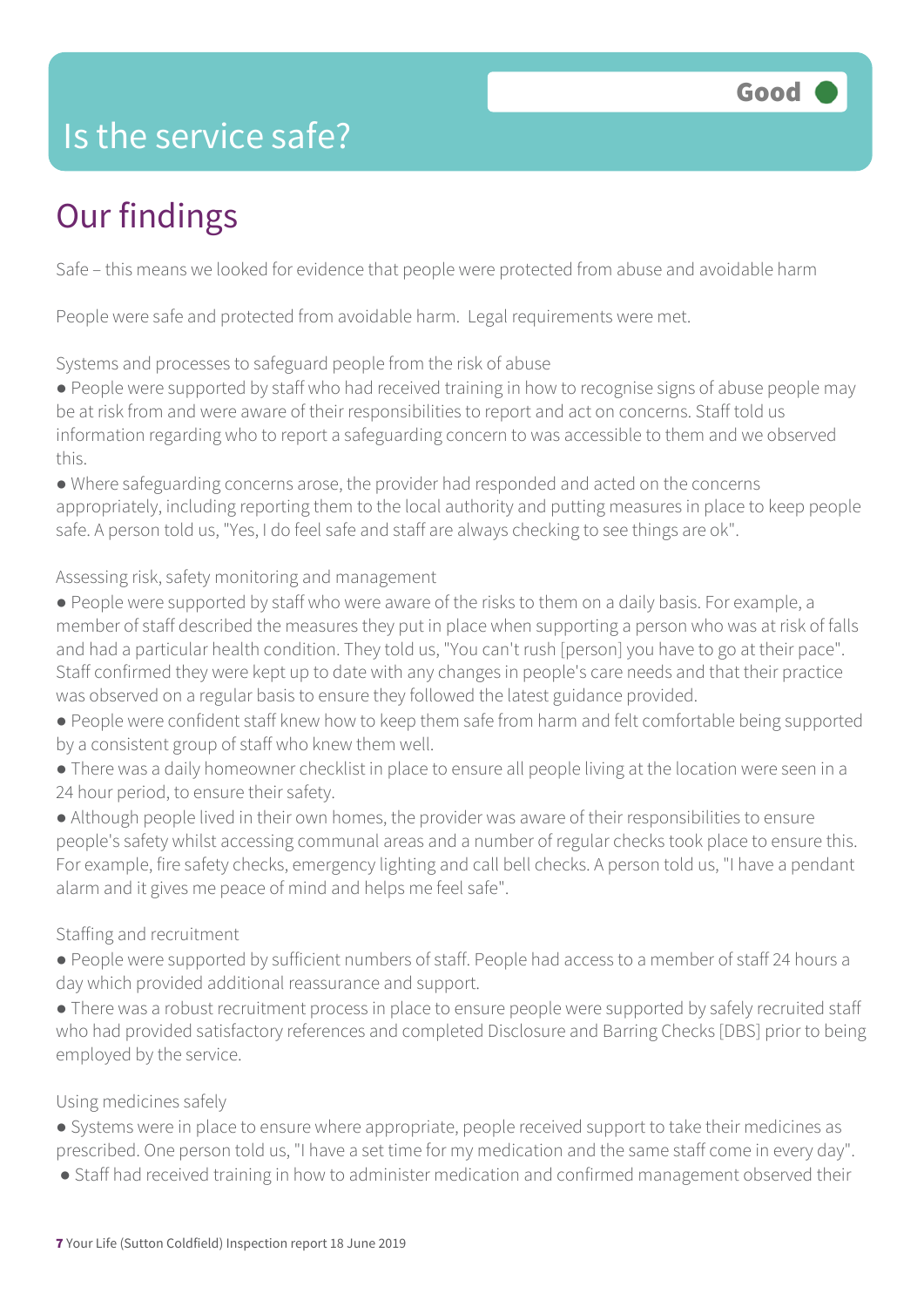# Is the service safe?

**Good**

## Our findings

Safe – this means we looked for evidence that people were protected from abuse and avoidable harm

People were safe and protected from avoidable harm. Legal requirements were met.

Systems and processes to safeguard people from the risk of abuse

- People were supported by staff who had received training in how to recognise signs of abuse people may be at risk from and were aware of their responsibilities to report and act on concerns. Staff told us information regarding who to report a safeguarding concern to was accessible to them and we observed this.
- Where safeguarding concerns arose, the provider had responded and acted on the concerns appropriately, including reporting them to the local authority and putting measures in place to keep people safe. A person told us, "Yes, I do feel safe and staff are always checking to see things are ok".

Assessing risk, safety monitoring and management

- People were supported by staff who were aware of the risks to them on a daily basis. For example, a member of staff described the measures they put in place when supporting a person who was at risk of falls and had a particular health condition. They told us, "You can't rush [person] you have to go at their pace". Staff confirmed they were kept up to date with any changes in people's care needs and that their practice was observed on a regular basis to ensure they followed the latest guidance provided.
- People were confident staff knew how to keep them safe from harm and felt comfortable being supported by a consistent group of staff who knew them well.
- There was a daily homeowner checklist in place to ensure all people living at the location were seen in a 24 hour period, to ensure their safety.
- Although people lived in their own homes, the provider was aware of their responsibilities to ensure people's safety whilst accessing communal areas and a number of regular checks took place to ensure this. For example, fire safety checks, emergency lighting and call bell checks. A person told us, "I have a pendant alarm and it gives me peace of mind and helps me feel safe".

Staffing and recruitment

- People were supported by sufficient numbers of staff. People had access to a member of staff 24 hours a day which provided additional reassurance and support.
- There was a robust recruitment process in place to ensure people were supported by safely recruited staff who had provided satisfactory references and completed Disclosure and Barring Checks [DBS] prior to being employed by the service.

Using medicines safely

- Systems were in place to ensure where appropriate, people received support to take their medicines as prescribed. One person told us, "I have a set time for my medication and the same staff come in every day".
- Staff had received training in how to administer medication and confirmed management observed their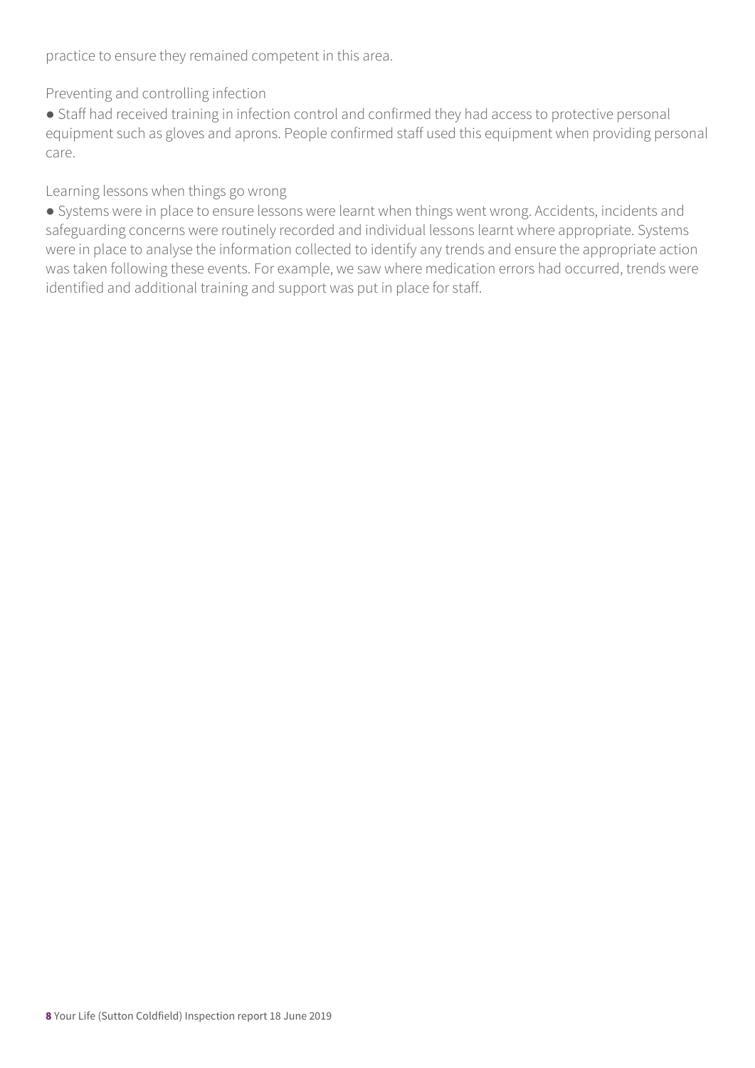practice to ensure they remained competent in this area.

Preventing and controlling infection

- Staff had received training in infection control and confirmed they had access to protective personal equipment such as gloves and aprons. People confirmed staff used this equipment when providing personal care.

Learning lessons when things go wrong

- Systems were in place to ensure lessons were learnt when things went wrong. Accidents, incidents and safeguarding concerns were routinely recorded and individual lessons learnt where appropriate. Systems were in place to analyse the information collected to identify any trends and ensure the appropriate action was taken following these events. For example, we saw where medication errors had occurred, trends were identified and additional training and support was put in place for staff.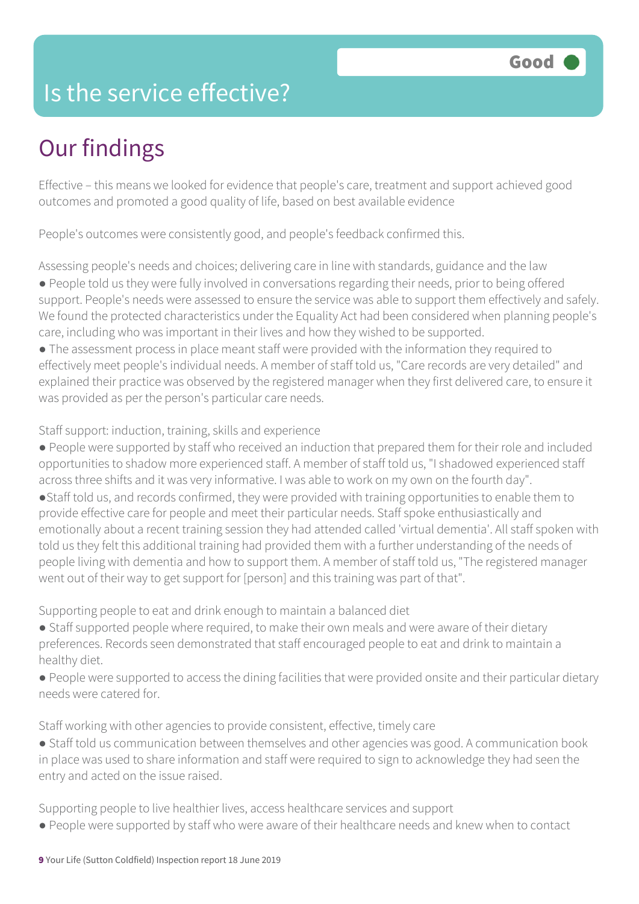# Is the service effective?

**Good**

## Our findings

Effective – this means we looked for evidence that people's care, treatment and support achieved good outcomes and promoted a good quality of life, based on best available evidence

People's outcomes were consistently good, and people's feedback confirmed this.

Assessing people's needs and choices; delivering care in line with standards, guidance and the law

- People told us they were fully involved in conversations regarding their needs, prior to being offered support. People's needs were assessed to ensure the service was able to support them effectively and safely. We found the protected characteristics under the Equality Act had been considered when planning people's care, including who was important in their lives and how they wished to be supported.
- The assessment process in place meant staff were provided with the information they required to effectively meet people's individual needs. A member of staff told us, "Care records are very detailed" and explained their practice was observed by the registered manager when they first delivered care, to ensure it was provided as per the person's particular care needs.

Staff support: induction, training, skills and experience

- People were supported by staff who received an induction that prepared them for their role and included opportunities to shadow more experienced staff. A member of staff told us, "I shadowed experienced staff across three shifts and it was very informative. I was able to work on my own on the fourth day".
- Staff told us, and records confirmed, they were provided with training opportunities to enable them to provide effective care for people and meet their particular needs. Staff spoke enthusiastically and emotionally about a recent training session they had attended called 'virtual dementia'. All staff spoken with told us they felt this additional training had provided them with a further understanding of the needs of people living with dementia and how to support them. A member of staff told us, "The registered manager went out of their way to get support for [person] and this training was part of that".

Supporting people to eat and drink enough to maintain a balanced diet

- Staff supported people where required, to make their own meals and were aware of their dietary preferences. Records seen demonstrated that staff encouraged people to eat and drink to maintain a healthy diet.
- People were supported to access the dining facilities that were provided onsite and their particular dietary needs were catered for.

Staff working with other agencies to provide consistent, effective, timely care

- Staff told us communication between themselves and other agencies was good. A communication book in place was used to share information and staff were required to sign to acknowledge they had seen the entry and acted on the issue raised.

Supporting people to live healthier lives, access healthcare services and support

- People were supported by staff who were aware of their healthcare needs and knew when to contact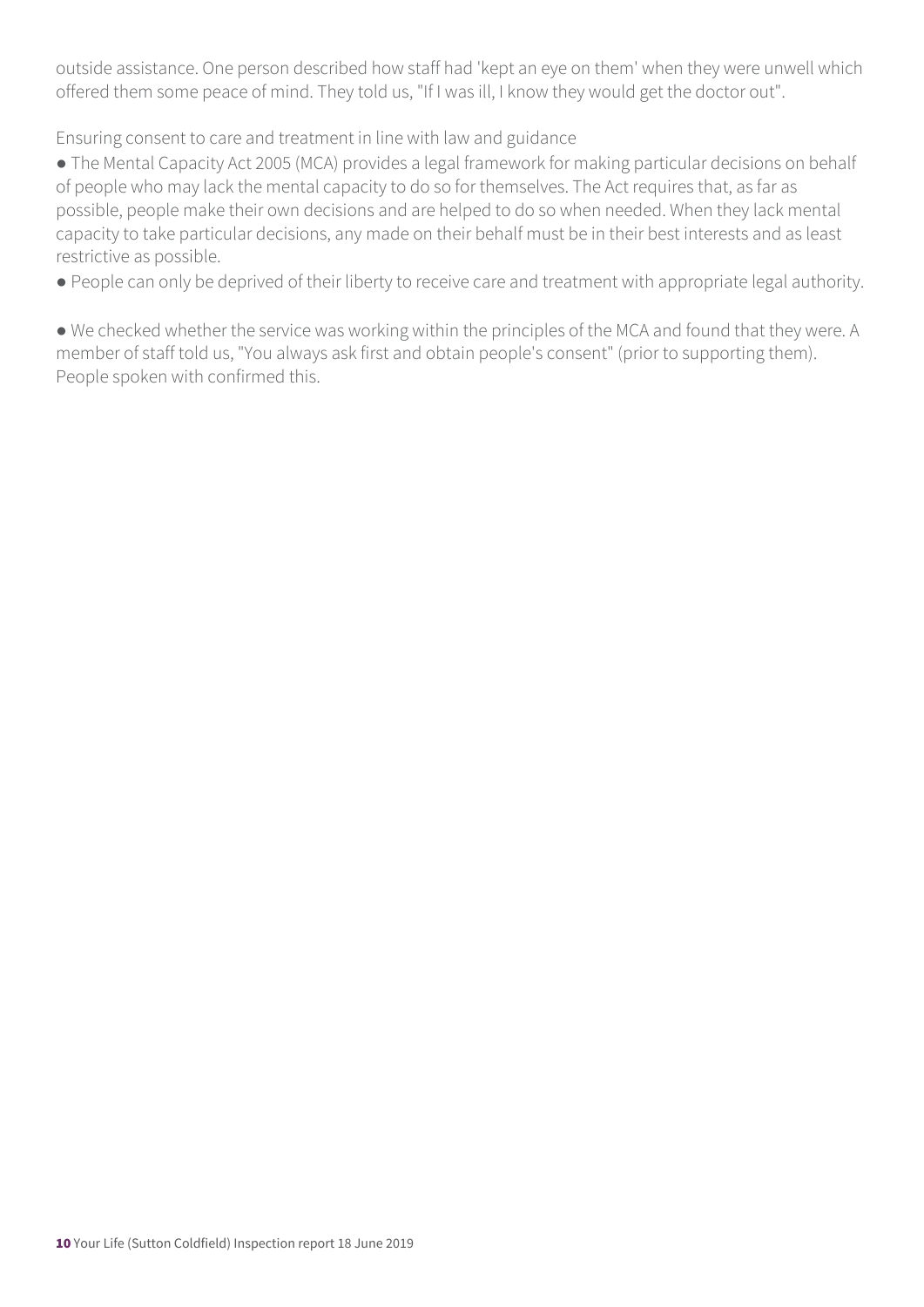outside assistance. One person described how staff had 'kept an eye on them' when they were unwell which offered them some peace of mind. They told us, "If I was ill, I know they would get the doctor out".

Ensuring consent to care and treatment in line with law and guidance

- The Mental Capacity Act 2005 (MCA) provides a legal framework for making particular decisions on behalf of people who may lack the mental capacity to do so for themselves. The Act requires that, as far as possible, people make their own decisions and are helped to do so when needed. When they lack mental capacity to take particular decisions, any made on their behalf must be in their best interests and as least restrictive as possible.
- People can only be deprived of their liberty to receive care and treatment with appropriate legal authority.
- We checked whether the service was working within the principles of the MCA and found that they were. A member of staff told us, "You always ask first and obtain people's consent" (prior to supporting them). People spoken with confirmed this.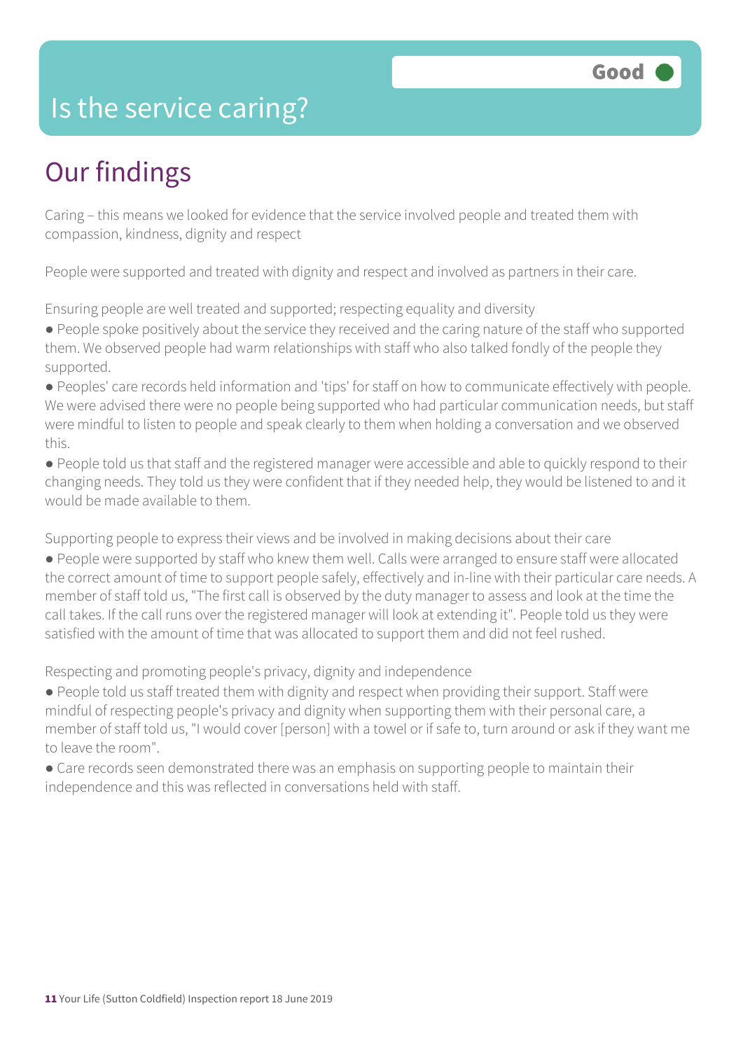# Is the service caring?

Good

## Our findings

Caring – this means we looked for evidence that the service involved people and treated them with compassion, kindness, dignity and respect

People were supported and treated with dignity and respect and involved as partners in their care.

Ensuring people are well treated and supported; respecting equality and diversity

- People spoke positively about the service they received and the caring nature of the staff who supported them. We observed people had warm relationships with staff who also talked fondly of the people they supported.
- Peoples' care records held information and 'tips' for staff on how to communicate effectively with people. We were advised there were no people being supported who had particular communication needs, but staff were mindful to listen to people and speak clearly to them when holding a conversation and we observed this.
- People told us that staff and the registered manager were accessible and able to quickly respond to their changing needs. They told us they were confident that if they needed help, they would be listened to and it would be made available to them.

Supporting people to express their views and be involved in making decisions about their care

- People were supported by staff who knew them well. Calls were arranged to ensure staff were allocated the correct amount of time to support people safely, effectively and in-line with their particular care needs. A member of staff told us, "The first call is observed by the duty manager to assess and look at the time the call takes. If the call runs over the registered manager will look at extending it". People told us they were satisfied with the amount of time that was allocated to support them and did not feel rushed.

Respecting and promoting people's privacy, dignity and independence

- People told us staff treated them with dignity and respect when providing their support. Staff were mindful of respecting people's privacy and dignity when supporting them with their personal care, a member of staff told us, "I would cover [person] with a towel or if safe to, turn around or ask if they want me to leave the room".
- Care records seen demonstrated there was an emphasis on supporting people to maintain their independence and this was reflected in conversations held with staff.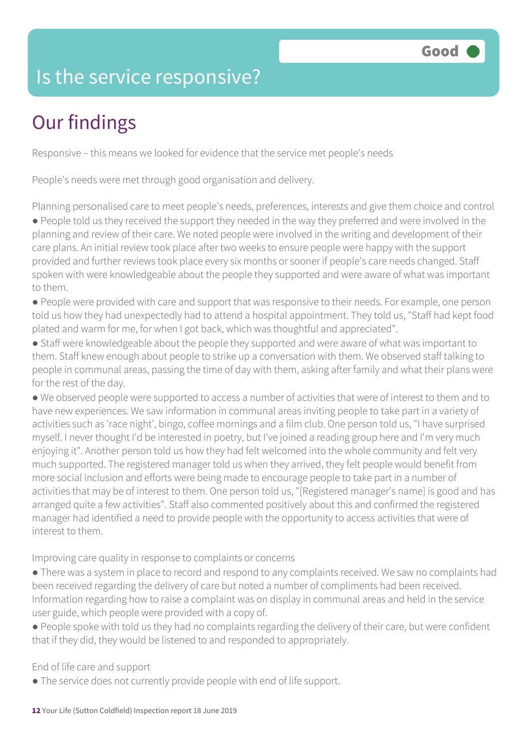# Is the service responsive?

Good

## Our findings

Responsive – this means we looked for evidence that the service met people's needs

People's needs were met through good organisation and delivery.

Planning personalised care to meet people's needs, preferences, interests and give them choice and control

- People told us they received the support they needed in the way they preferred and were involved in the planning and review of their care. We noted people were involved in the writing and development of their care plans. An initial review took place after two weeks to ensure people were happy with the support provided and further reviews took place every six months or sooner if people's care needs changed. Staff spoken with were knowledgeable about the people they supported and were aware of what was important to them.
- People were provided with care and support that was responsive to their needs. For example, one person told us how they had unexpectedly had to attend a hospital appointment. They told us, "Staff had kept food plated and warm for me, for when I got back, which was thoughtful and appreciated".
- Staff were knowledgeable about the people they supported and were aware of what was important to them. Staff knew enough about people to strike up a conversation with them. We observed staff talking to people in communal areas, passing the time of day with them, asking after family and what their plans were for the rest of the day.
- We observed people were supported to access a number of activities that were of interest to them and to have new experiences. We saw information in communal areas inviting people to take part in a variety of activities such as 'race night', bingo, coffee mornings and a film club. One person told us, "I have surprised myself. I never thought I'd be interested in poetry, but I've joined a reading group here and I'm very much enjoying it". Another person told us how they had felt welcomed into the whole community and felt very much supported. The registered manager told us when they arrived, they felt people would benefit from more social inclusion and efforts were being made to encourage people to take part in a number of activities that may be of interest to them. One person told us, "[Registered manager's name] is good and has arranged quite a few activities". Staff also commented positively about this and confirmed the registered manager had identified a need to provide people with the opportunity to access activities that were of interest to them.

Improving care quality in response to complaints or concerns

- There was a system in place to record and respond to any complaints received. We saw no complaints had been received regarding the delivery of care but noted a number of compliments had been received. Information regarding how to raise a complaint was on display in communal areas and held in the service user guide, which people were provided with a copy of.
- People spoke with told us they had no complaints regarding the delivery of their care, but were confident that if they did, they would be listened to and responded to appropriately.

End of life care and support

- The service does not currently provide people with end of life support.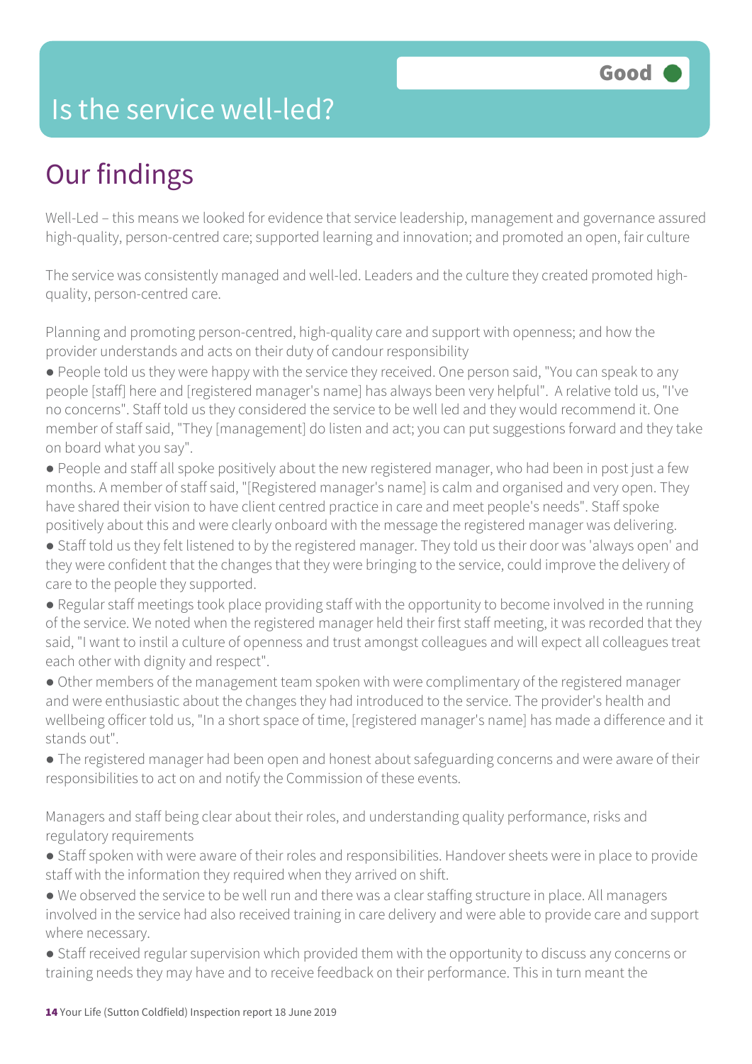# Is the service well-led?

**Good**

## Our findings

Well-Led – this means we looked for evidence that service leadership, management and governance assured high-quality, person-centred care; supported learning and innovation; and promoted an open, fair culture

The service was consistently managed and well-led. Leaders and the culture they created promoted high-quality, person-centred care.

Planning and promoting person-centred, high-quality care and support with openness; and how the provider understands and acts on their duty of candour responsibility

- People told us they were happy with the service they received. One person said, "You can speak to any people [staff] here and [registered manager's name] has always been very helpful". A relative told us, "I've no concerns". Staff told us they considered the service to be well led and they would recommend it. One member of staff said, "They [management] do listen and act; you can put suggestions forward and they take on board what you say".
- People and staff all spoke positively about the new registered manager, who had been in post just a few months. A member of staff said, "[Registered manager's name] is calm and organised and very open. They have shared their vision to have client centred practice in care and meet people's needs". Staff spoke positively about this and were clearly onboard with the message the registered manager was delivering.
- Staff told us they felt listened to by the registered manager. They told us their door was 'always open' and they were confident that the changes that they were bringing to the service, could improve the delivery of care to the people they supported.
- Regular staff meetings took place providing staff with the opportunity to become involved in the running of the service. We noted when the registered manager held their first staff meeting, it was recorded that they said, "I want to instil a culture of openness and trust amongst colleagues and will expect all colleagues treat each other with dignity and respect".
- Other members of the management team spoken with were complimentary of the registered manager and were enthusiastic about the changes they had introduced to the service. The provider's health and wellbeing officer told us, "In a short space of time, [registered manager's name] has made a difference and it stands out".
- The registered manager had been open and honest about safeguarding concerns and were aware of their responsibilities to act on and notify the Commission of these events.

Managers and staff being clear about their roles, and understanding quality performance, risks and regulatory requirements

- Staff spoken with were aware of their roles and responsibilities. Handover sheets were in place to provide staff with the information they required when they arrived on shift.
- We observed the service to be well run and there was a clear staffing structure in place. All managers involved in the service had also received training in care delivery and were able to provide care and support where necessary.
- Staff received regular supervision which provided them with the opportunity to discuss any concerns or training needs they may have and to receive feedback on their performance. This in turn meant the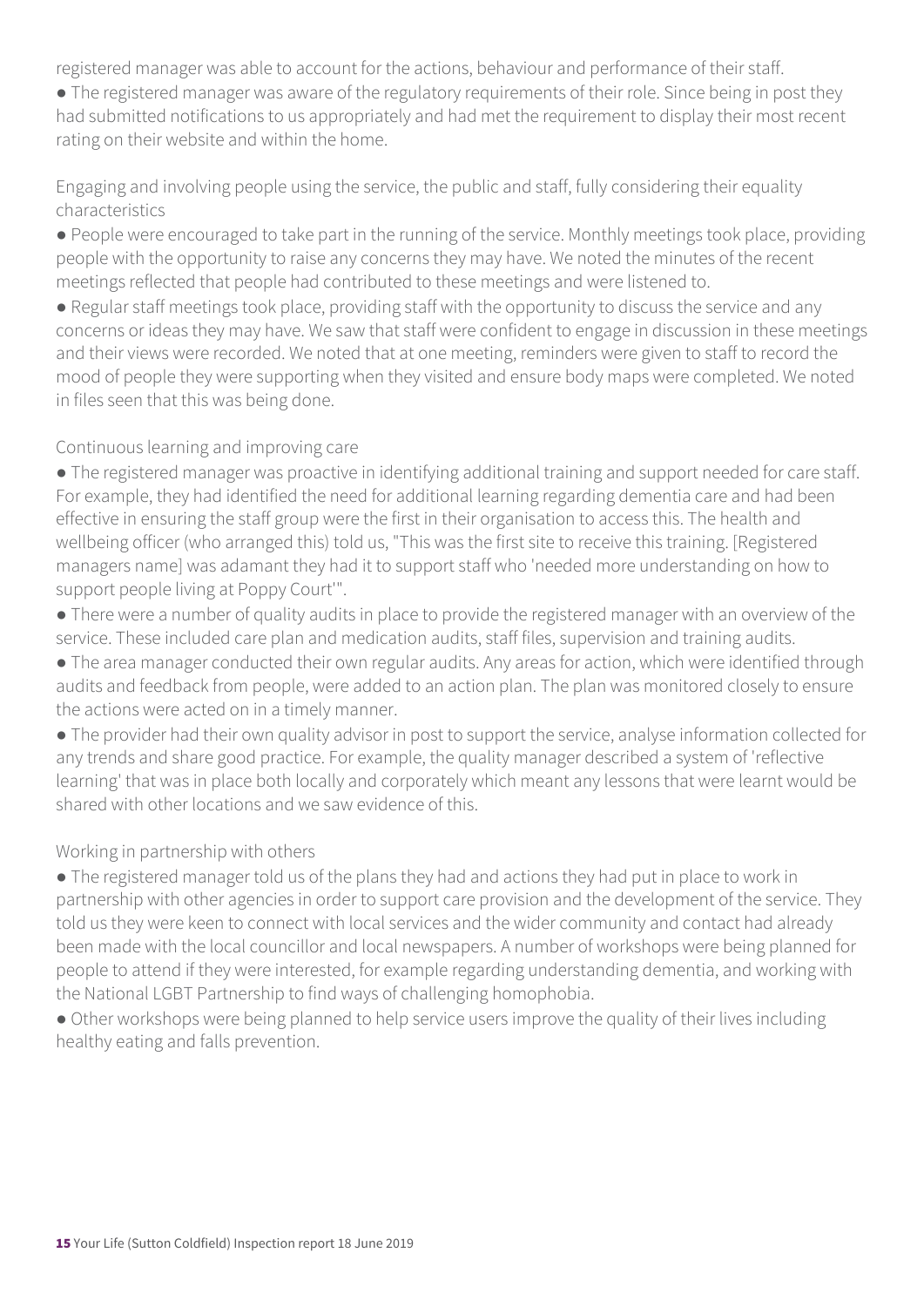registered manager was able to account for the actions, behaviour and performance of their staff.

- The registered manager was aware of the regulatory requirements of their role. Since being in post they had submitted notifications to us appropriately and had met the requirement to display their most recent rating on their website and within the home.

Engaging and involving people using the service, the public and staff, fully considering their equality characteristics

- People were encouraged to take part in the running of the service. Monthly meetings took place, providing people with the opportunity to raise any concerns they may have. We noted the minutes of the recent meetings reflected that people had contributed to these meetings and were listened to.
- Regular staff meetings took place, providing staff with the opportunity to discuss the service and any concerns or ideas they may have. We saw that staff were confident to engage in discussion in these meetings and their views were recorded. We noted that at one meeting, reminders were given to staff to record the mood of people they were supporting when they visited and ensure body maps were completed. We noted in files seen that this was being done.

Continuous learning and improving care

- The registered manager was proactive in identifying additional training and support needed for care staff. For example, they had identified the need for additional learning regarding dementia care and had been effective in ensuring the staff group were the first in their organisation to access this. The health and wellbeing officer (who arranged this) told us, "This was the first site to receive this training. [Registered managers name] was adamant they had it to support staff who 'needed more understanding on how to support people living at Poppy Court'".
- There were a number of quality audits in place to provide the registered manager with an overview of the service. These included care plan and medication audits, staff files, supervision and training audits.
- The area manager conducted their own regular audits. Any areas for action, which were identified through audits and feedback from people, were added to an action plan. The plan was monitored closely to ensure the actions were acted on in a timely manner.
- The provider had their own quality advisor in post to support the service, analyse information collected for any trends and share good practice. For example, the quality manager described a system of 'reflective learning' that was in place both locally and corporately which meant any lessons that were learnt would be shared with other locations and we saw evidence of this.

Working in partnership with others

- The registered manager told us of the plans they had and actions they had put in place to work in partnership with other agencies in order to support care provision and the development of the service. They told us they were keen to connect with local services and the wider community and contact had already been made with the local councillor and local newspapers. A number of workshops were being planned for people to attend if they were interested, for example regarding understanding dementia, and working with the National LGBT Partnership to find ways of challenging homophobia.
- Other workshops were being planned to help service users improve the quality of their lives including healthy eating and falls prevention.